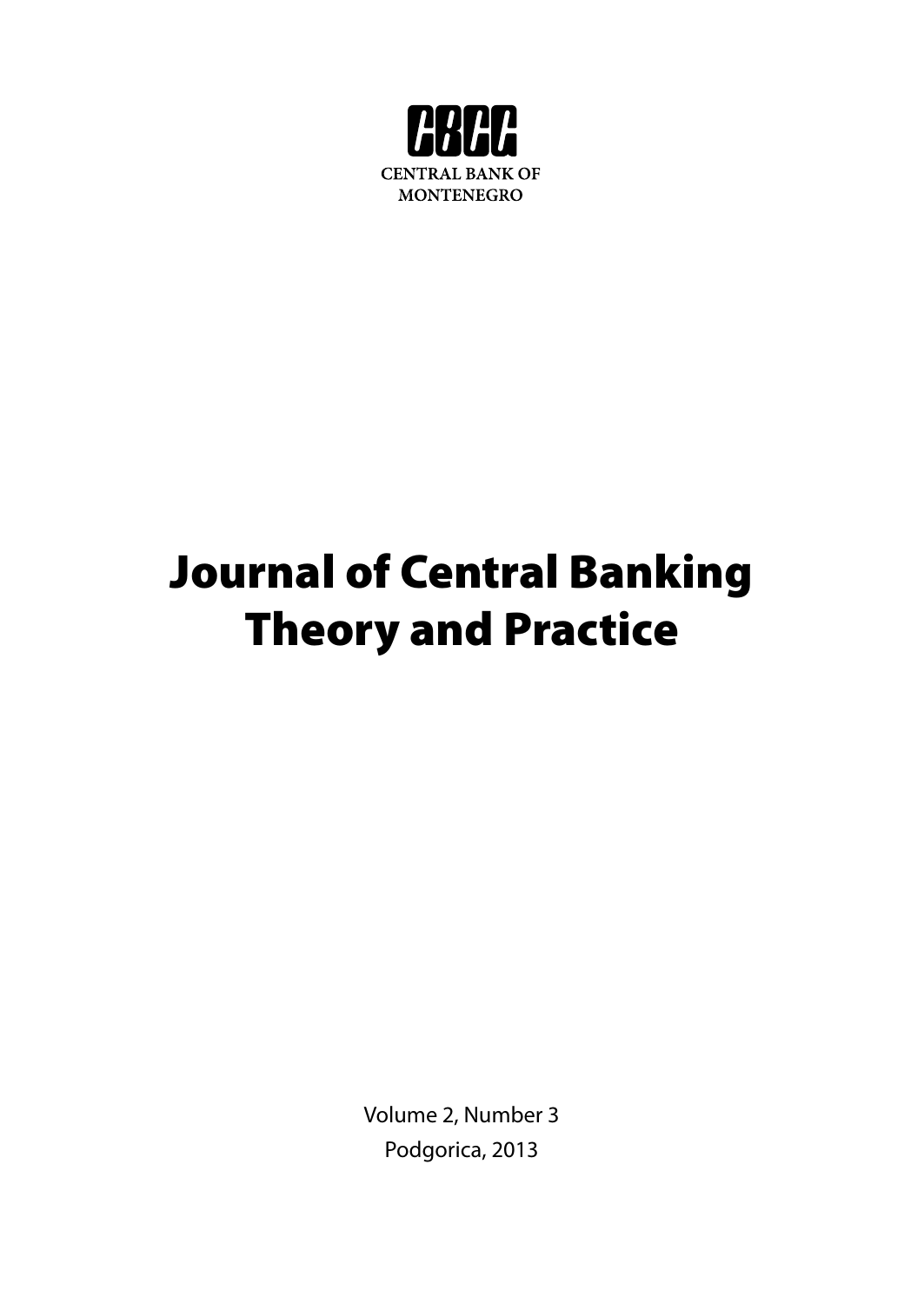CBCG

CENTRAL BANK OF MONTENEGRO

# Journal of Central Banking Theory and Practice

Volume 2, Number 3

Podgorica, 2013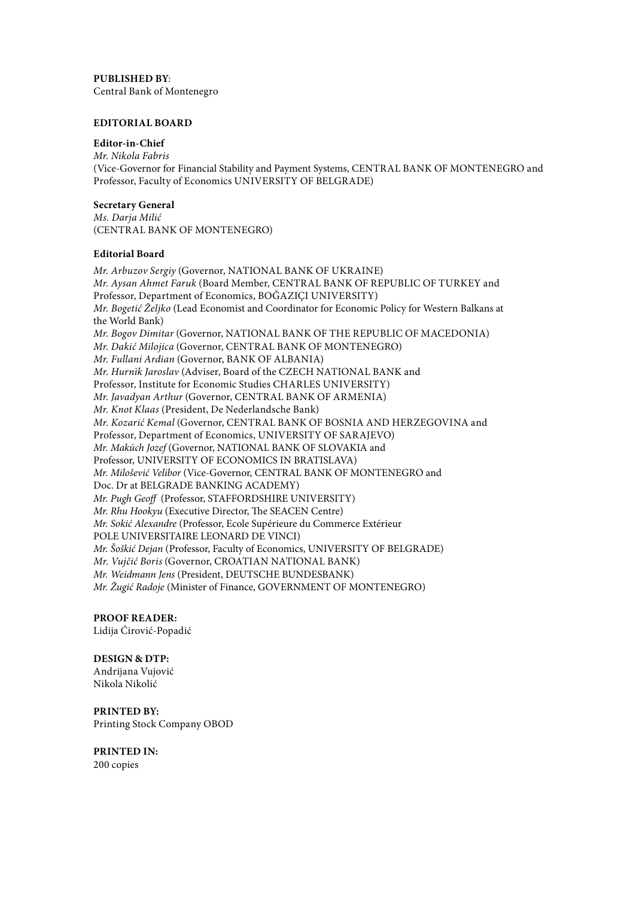**PUBLISHED BY**:
Central Bank of Montenegro

**EDITORIAL BOARD**

**Editor-in-Chief**
*Mr. Nikola Fabris*
(Vice-Governor for Financial Stability and Payment Systems, CENTRAL BANK OF MONTENEGRO and Professor, Faculty of Economics UNIVERSITY OF BELGRADE)

**Secretary General**
*Ms. Darja Milić*
(CENTRAL BANK OF MONTENEGRO)

**Editorial Board**

*Mr. Arbuzov Sergiy* (Governor, NATIONAL BANK OF UKRAINE)
*Mr. Aysan Ahmet Faruk* (Board Member, CENTRAL BANK OF REPUBLIC OF TURKEY and Professor, Department of Economics, BOĞAZIÇI UNIVERSITY)
*Mr. Bogetić Željko* (Lead Economist and Coordinator for Economic Policy for Western Balkans at the World Bank)
*Mr. Bogov Dimitar* (Governor, NATIONAL BANK OF THE REPUBLIC OF MACEDONIA)
*Mr. Dakić Milojica* (Governor, CENTRAL BANK OF MONTENEGRO)
*Mr. Fullani Ardian* (Governor, BANK OF ALBANIA)
*Mr. Hurnik Jaroslav* (Adviser, Board of the CZECH NATIONAL BANK and Professor, Institute for Economic Studies CHARLES UNIVERSITY)
*Mr. Javadyan Arthur* (Governor, CENTRAL BANK OF ARMENIA)
*Mr. Knot Klaas* (President, De Nederlandsche Bank)
*Mr. Kozarić Kemal* (Governor, CENTRAL BANK OF BOSNIA AND HERZEGOVINA and Professor, Department of Economics, UNIVERSITY OF SARAJEVO)
*Mr. Makúch Jozef* (Governor, NATIONAL BANK OF SLOVAKIA and Professor, UNIVERSITY OF ECONOMICS IN BRATISLAVA)
*Mr. Milošević Velibor* (Vice-Governor, CENTRAL BANK OF MONTENEGRO and Doc. Dr at BELGRADE BANKING ACADEMY)
*Mr. Pugh Geoff* (Professor, STAFFORDSHIRE UNIVERSITY)
*Mr. Rhu Hookyu* (Executive Director, The SEACEN Centre)
*Mr. Sokić Alexandre* (Professor, Ecole Supérieure du Commerce Extérieur POLE UNIVERSITAIRE LEONARD DE VINCI)
*Mr. Šoškić Dejan* (Professor, Faculty of Economics, UNIVERSITY OF BELGRADE)
*Mr. Vujčić Boris* (Governor, CROATIAN NATIONAL BANK)
*Mr. Weidmann Jens* (President, DEUTSCHE BUNDESBANK)
*Mr. Žugić Radoje* (Minister of Finance, GOVERNMENT OF MONTENEGRO)

**PROOF READER:**
Lidija Ćirović-Popadić

**DESIGN & DTP:**
Andrijana Vujović
Nikola Nikolić

**PRINTED BY:**
Printing Stock Company OBOD

**PRINTED IN:**
200 copies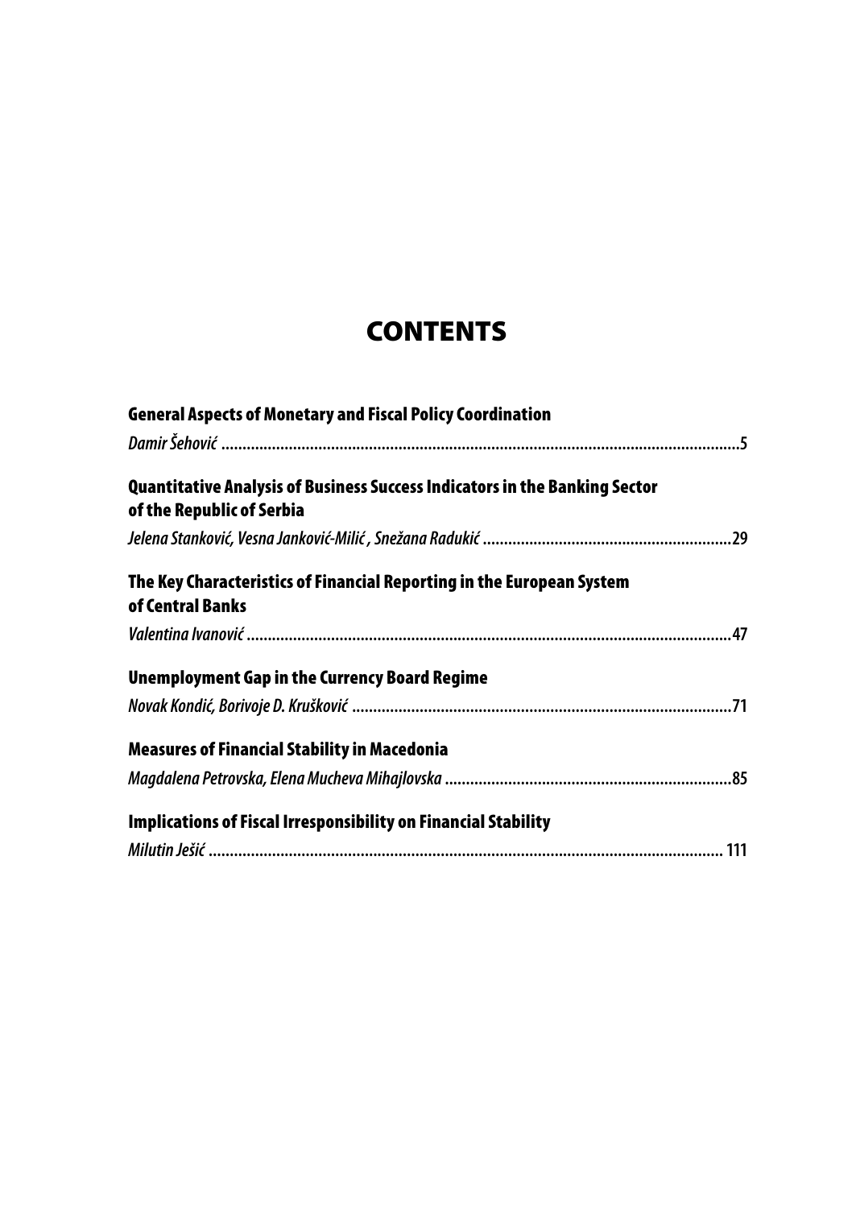# CONTENTS

**General Aspects of Monetary and Fiscal Policy Coordination**

*Damir Šehović* ..........................................................................................................................5

**Quantitative Analysis of Business Success Indicators in the Banking Sector of the Republic of Serbia**

*Jelena Stanković, Vesna Janković-Milić , Snežana Radukić* ..........................................................29

**The Key Characteristics of Financial Reporting in the European System of Central Banks**

*Valentina Ivanović* ....................................................................................................................47

**Unemployment Gap in the Currency Board Regime**

*Novak Kondić, Borivoje D. Krušković* .........................................................................................71

**Measures of Financial Stability in Macedonia**

*Magdalena Petrovska, Elena Mucheva Mihajlovska* ...................................................................85

**Implications of Fiscal Irresponsibility on Financial Stability**

*Milutin Ješić* ......................................................................................................................... 111